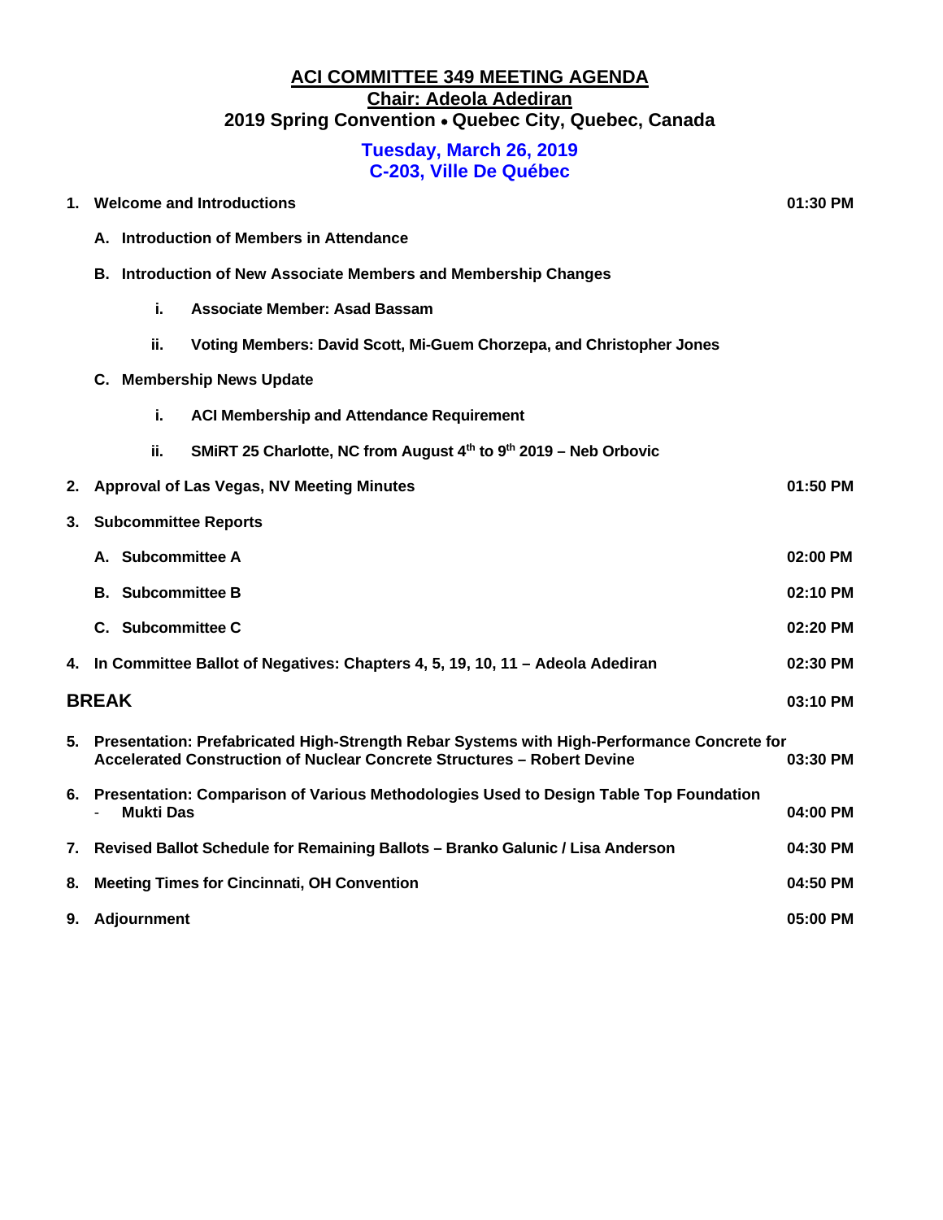# ACI COMMITTEE 349 MEETING AGENDA

## Chair: Adeola Adediran

## 2019 Spring Convention • Quebec City, Quebec, Canada

### Tuesday, March 26, 2019
### C-203, Ville De Québec

1. **Welcome and Introductions** — **01:30 PM**

   A. **Introduction of Members in Attendance**

   B. **Introduction of New Associate Members and Membership Changes**

      i. **Associate Member: Asad Bassam**

      ii. **Voting Members: David Scott, Mi-Guem Chorzepa, and Christopher Jones**

   C. **Membership News Update**

      i. **ACI Membership and Attendance Requirement**

      ii. **SMiRT 25 Charlotte, NC from August 4th to 9th 2019 – Neb Orbovic**

2. **Approval of Las Vegas, NV Meeting Minutes** — **01:50 PM**

3. **Subcommittee Reports**

   A. **Subcommittee A** — **02:00 PM**

   B. **Subcommittee B** — **02:10 PM**

   C. **Subcommittee C** — **02:20 PM**

4. **In Committee Ballot of Negatives: Chapters 4, 5, 19, 10, 11 – Adeola Adediran** — **02:30 PM**

**BREAK** — **03:10 PM**

5. **Presentation: Prefabricated High-Strength Rebar Systems with High-Performance Concrete for Accelerated Construction of Nuclear Concrete Structures – Robert Devine** — **03:30 PM**

6. **Presentation: Comparison of Various Methodologies Used to Design Table Top Foundation - Mukti Das** — **04:00 PM**

7. **Revised Ballot Schedule for Remaining Ballots – Branko Galunic / Lisa Anderson** — **04:30 PM**

8. **Meeting Times for Cincinnati, OH Convention** — **04:50 PM**

9. **Adjournment** — **05:00 PM**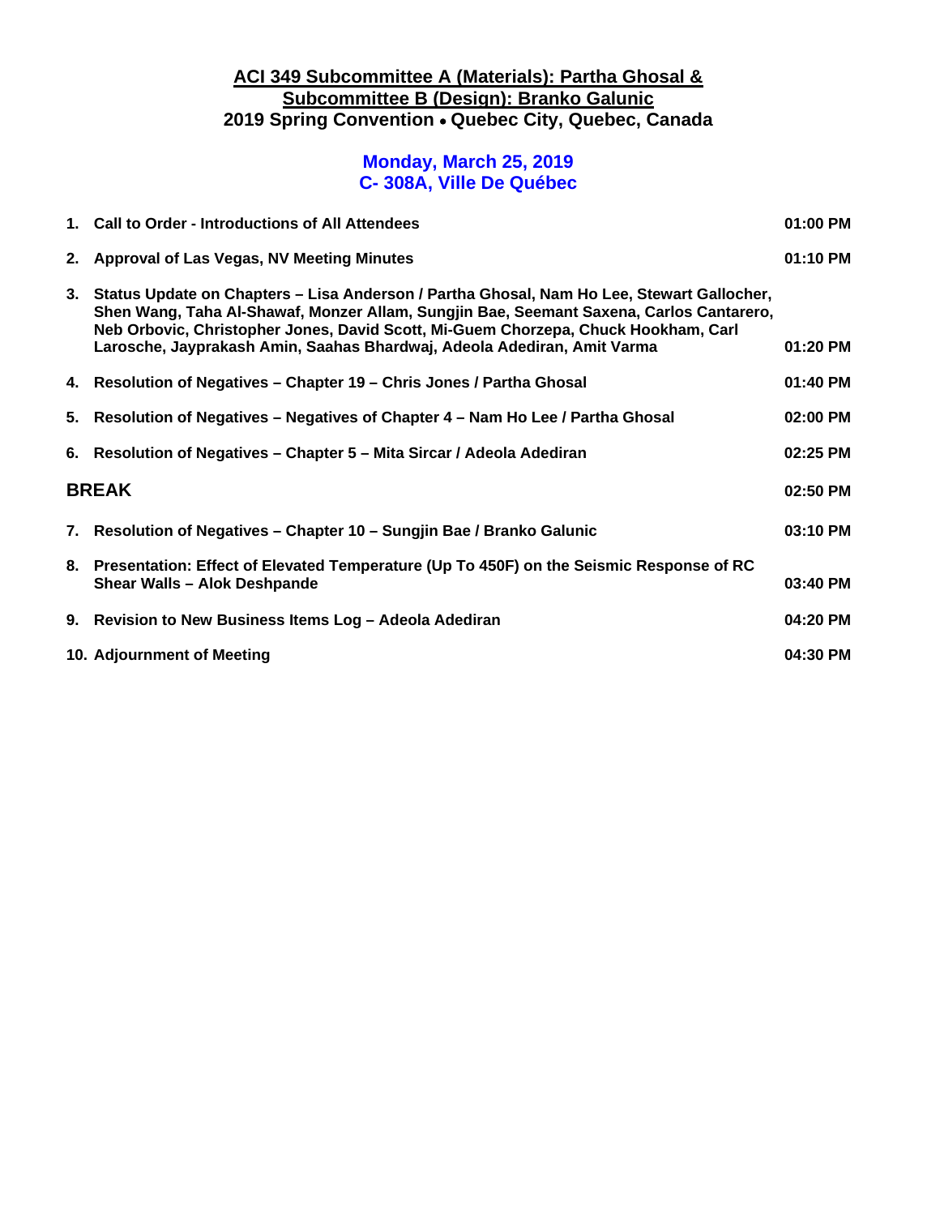# ACI 349 Subcommittee A (Materials): Partha Ghosal & Subcommittee B (Design): Branko Galunic

## 2019 Spring Convention • Quebec City, Quebec, Canada

### Monday, March 25, 2019
### C- 308A, Ville De Québec

| | Item | Time |
|---|---|---|
| 1. | **Call to Order - Introductions of All Attendees** | **01:00 PM** |
| 2. | **Approval of Las Vegas, NV Meeting Minutes** | **01:10 PM** |
| 3. | **Status Update on Chapters – Lisa Anderson / Partha Ghosal, Nam Ho Lee, Stewart Gallocher, Shen Wang, Taha Al-Shawaf, Monzer Allam, Sungjin Bae, Seemant Saxena, Carlos Cantarero, Neb Orbovic, Christopher Jones, David Scott, Mi-Guem Chorzepa, Chuck Hookham, Carl Larosche, Jayprakash Amin, Saahas Bhardwaj, Adeola Adediran, Amit Varma** | **01:20 PM** |
| 4. | **Resolution of Negatives – Chapter 19 – Chris Jones / Partha Ghosal** | **01:40 PM** |
| 5. | **Resolution of Negatives – Negatives of Chapter 4 – Nam Ho Lee / Partha Ghosal** | **02:00 PM** |
| 6. | **Resolution of Negatives – Chapter 5 – Mita Sircar / Adeola Adediran** | **02:25 PM** |
| | **BREAK** | **02:50 PM** |
| 7. | **Resolution of Negatives – Chapter 10 – Sungjin Bae / Branko Galunic** | **03:10 PM** |
| 8. | **Presentation: Effect of Elevated Temperature (Up To 450F) on the Seismic Response of RC Shear Walls – Alok Deshpande** | **03:40 PM** |
| 9. | **Revision to New Business Items Log – Adeola Adediran** | **04:20 PM** |
| 10. | **Adjournment of Meeting** | **04:30 PM** |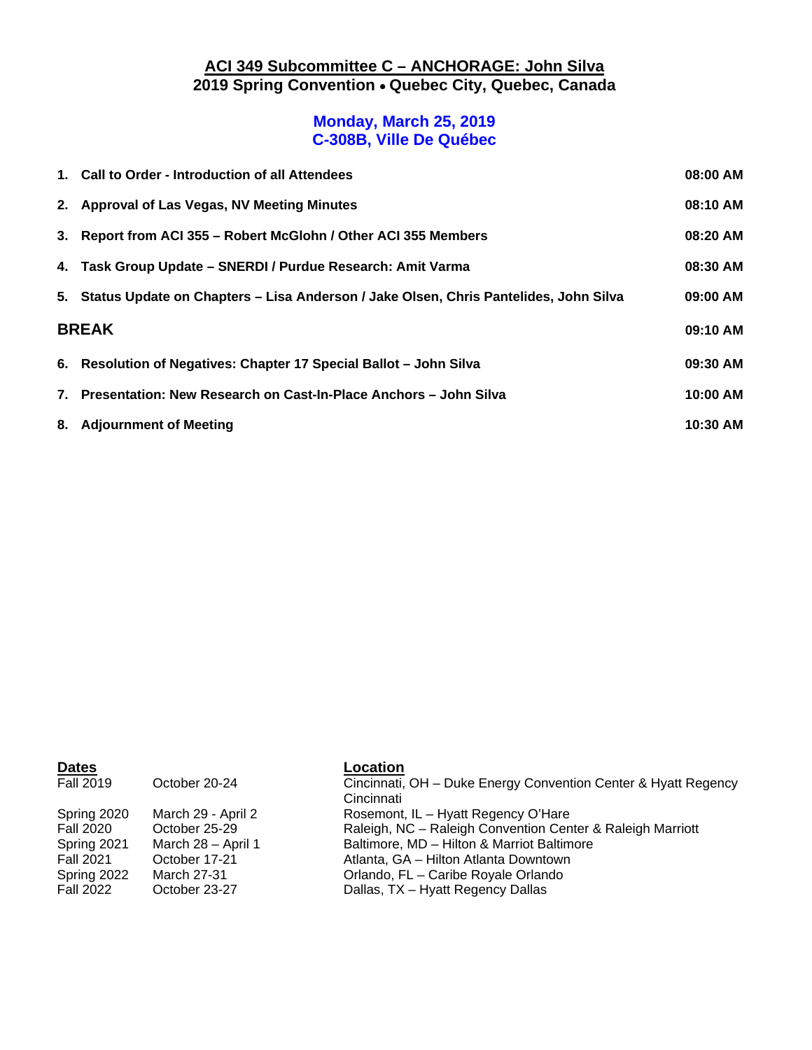## ACI 349 Subcommittee C – ANCHORAGE: John Silva

**2019 Spring Convention • Quebec City, Quebec, Canada**

**Monday, March 25, 2019**
**C-308B, Ville De Québec**

| | | |
|---|---|---|
| **1.** | **Call to Order - Introduction of all Attendees** | **08:00 AM** |
| **2.** | **Approval of Las Vegas, NV Meeting Minutes** | **08:10 AM** |
| **3.** | **Report from ACI 355 – Robert McGlohn / Other ACI 355 Members** | **08:20 AM** |
| **4.** | **Task Group Update – SNERDI / Purdue Research: Amit Varma** | **08:30 AM** |
| **5.** | **Status Update on Chapters – Lisa Anderson / Jake Olsen, Chris Pantelides, John Silva** | **09:00 AM** |
| **BREAK** | | **09:10 AM** |
| **6.** | **Resolution of Negatives: Chapter 17 Special Ballot – John Silva** | **09:30 AM** |
| **7.** | **Presentation: New Research on Cast-In-Place Anchors – John Silva** | **10:00 AM** |
| **8.** | **Adjournment of Meeting** | **10:30 AM** |

| Dates | | Location |
|---|---|---|
| Fall 2019 | October 20-24 | Cincinnati, OH – Duke Energy Convention Center & Hyatt Regency Cincinnati |
| Spring 2020 | March 29 - April 2 | Rosemont, IL – Hyatt Regency O'Hare |
| Fall 2020 | October 25-29 | Raleigh, NC – Raleigh Convention Center & Raleigh Marriott |
| Spring 2021 | March 28 – April 1 | Baltimore, MD – Hilton & Marriot Baltimore |
| Fall 2021 | October 17-21 | Atlanta, GA – Hilton Atlanta Downtown |
| Spring 2022 | March 27-31 | Orlando, FL – Caribe Royale Orlando |
| Fall 2022 | October 23-27 | Dallas, TX – Hyatt Regency Dallas |